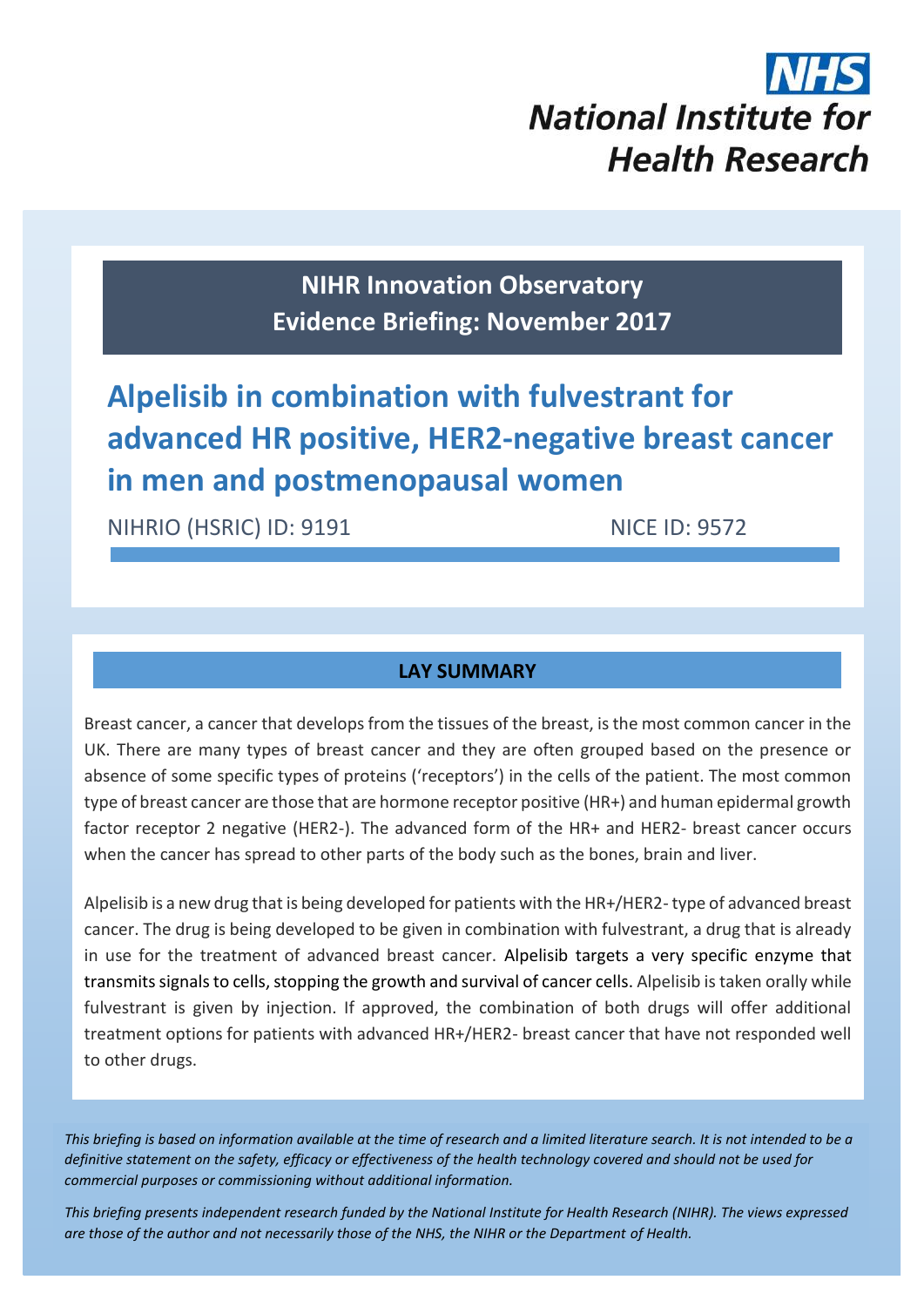NHS
National Institute for Health Research

**NIHR Innovation Observatory**
**Evidence Briefing: November 2017**

# Alpelisib in combination with fulvestrant for advanced HR positive, HER2-negative breast cancer in men and postmenopausal women

NIHRIO (HSRIC) ID: 9191 NICE ID: 9572

## LAY SUMMARY

Breast cancer, a cancer that develops from the tissues of the breast, is the most common cancer in the UK. There are many types of breast cancer and they are often grouped based on the presence or absence of some specific types of proteins ('receptors') in the cells of the patient. The most common type of breast cancer are those that are hormone receptor positive (HR+) and human epidermal growth factor receptor 2 negative (HER2-). The advanced form of the HR+ and HER2- breast cancer occurs when the cancer has spread to other parts of the body such as the bones, brain and liver.

Alpelisib is a new drug that is being developed for patients with the HR+/HER2- type of advanced breast cancer. The drug is being developed to be given in combination with fulvestrant, a drug that is already in use for the treatment of advanced breast cancer. Alpelisib targets a very specific enzyme that transmits signals to cells, stopping the growth and survival of cancer cells. Alpelisib is taken orally while fulvestrant is given by injection. If approved, the combination of both drugs will offer additional treatment options for patients with advanced HR+/HER2- breast cancer that have not responded well to other drugs.

*This briefing is based on information available at the time of research and a limited literature search. It is not intended to be a definitive statement on the safety, efficacy or effectiveness of the health technology covered and should not be used for commercial purposes or commissioning without additional information.*

*This briefing presents independent research funded by the National Institute for Health Research (NIHR). The views expressed are those of the author and not necessarily those of the NHS, the NIHR or the Department of Health.*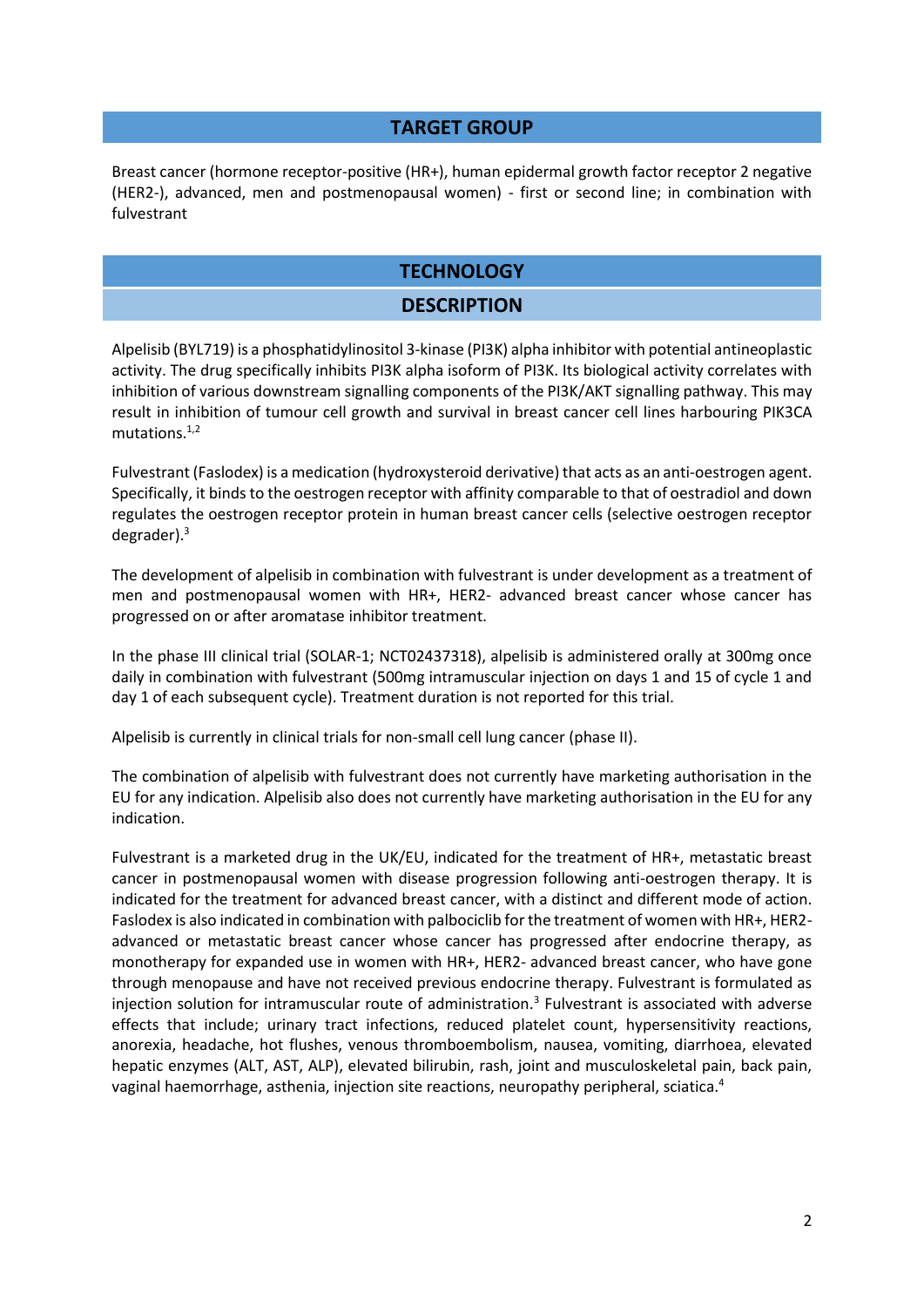## TARGET GROUP

Breast cancer (hormone receptor-positive (HR+), human epidermal growth factor receptor 2 negative (HER2-), advanced, men and postmenopausal women) - first or second line; in combination with fulvestrant

## TECHNOLOGY

### DESCRIPTION

Alpelisib (BYL719) is a phosphatidylinositol 3-kinase (PI3K) alpha inhibitor with potential antineoplastic activity. The drug specifically inhibits PI3K alpha isoform of PI3K. Its biological activity correlates with inhibition of various downstream signalling components of the PI3K/AKT signalling pathway. This may result in inhibition of tumour cell growth and survival in breast cancer cell lines harbouring PIK3CA mutations.[1,2]

Fulvestrant (Faslodex) is a medication (hydroxysteroid derivative) that acts as an anti-oestrogen agent. Specifically, it binds to the oestrogen receptor with affinity comparable to that of oestradiol and down regulates the oestrogen receptor protein in human breast cancer cells (selective oestrogen receptor degrader).[3]

The development of alpelisib in combination with fulvestrant is under development as a treatment of men and postmenopausal women with HR+, HER2- advanced breast cancer whose cancer has progressed on or after aromatase inhibitor treatment.

In the phase III clinical trial (SOLAR-1; NCT02437318), alpelisib is administered orally at 300mg once daily in combination with fulvestrant (500mg intramuscular injection on days 1 and 15 of cycle 1 and day 1 of each subsequent cycle). Treatment duration is not reported for this trial.

Alpelisib is currently in clinical trials for non-small cell lung cancer (phase II).

The combination of alpelisib with fulvestrant does not currently have marketing authorisation in the EU for any indication. Alpelisib also does not currently have marketing authorisation in the EU for any indication.

Fulvestrant is a marketed drug in the UK/EU, indicated for the treatment of HR+, metastatic breast cancer in postmenopausal women with disease progression following anti-oestrogen therapy. It is indicated for the treatment for advanced breast cancer, with a distinct and different mode of action. Faslodex is also indicated in combination with palbociclib for the treatment of women with HR+, HER2- advanced or metastatic breast cancer whose cancer has progressed after endocrine therapy, as monotherapy for expanded use in women with HR+, HER2- advanced breast cancer, who have gone through menopause and have not received previous endocrine therapy. Fulvestrant is formulated as injection solution for intramuscular route of administration.[3] Fulvestrant is associated with adverse effects that include; urinary tract infections, reduced platelet count, hypersensitivity reactions, anorexia, headache, hot flushes, venous thromboembolism, nausea, vomiting, diarrhoea, elevated hepatic enzymes (ALT, AST, ALP), elevated bilirubin, rash, joint and musculoskeletal pain, back pain, vaginal haemorrhage, asthenia, injection site reactions, neuropathy peripheral, sciatica.[4]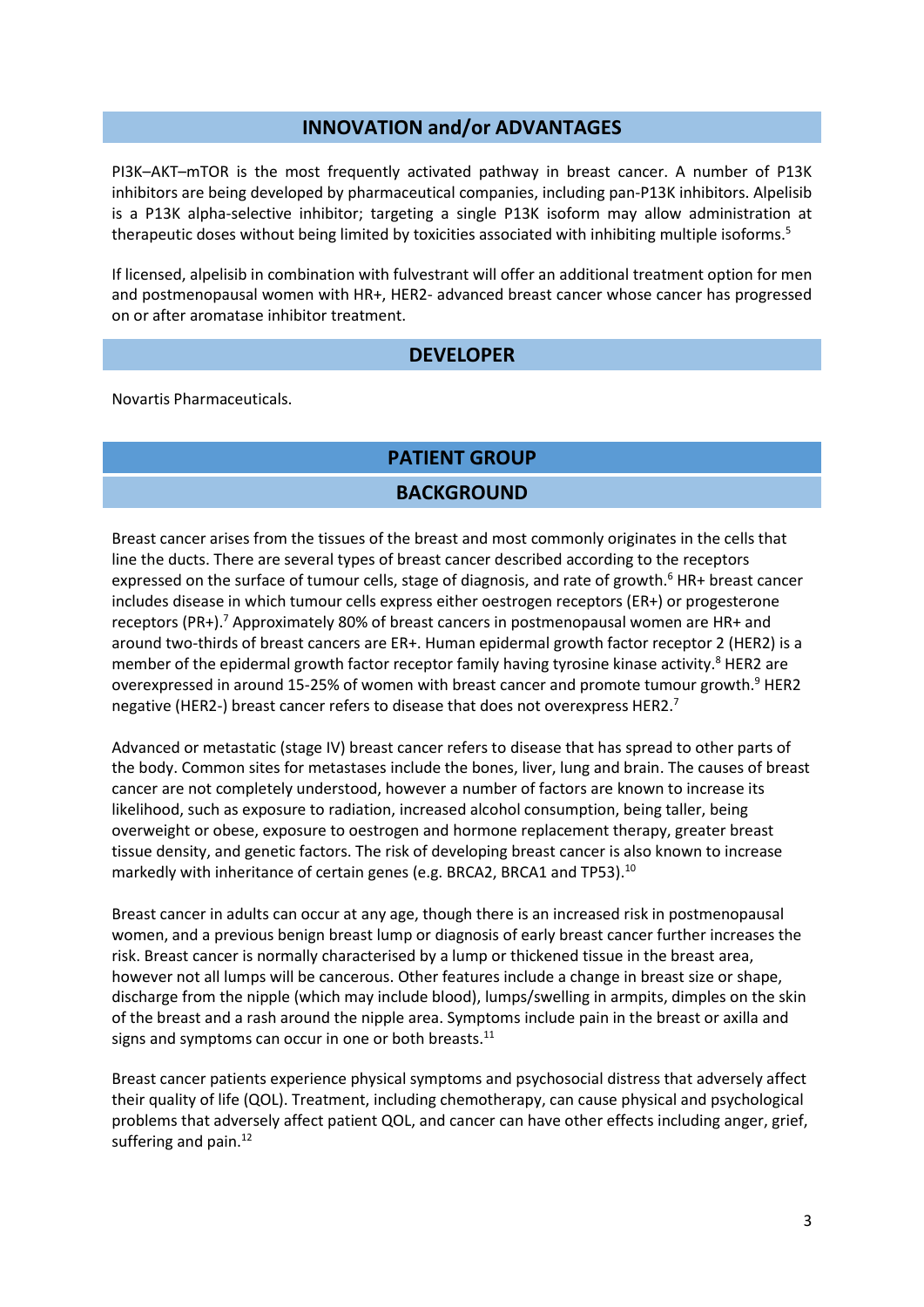## INNOVATION and/or ADVANTAGES

PI3K–AKT–mTOR is the most frequently activated pathway in breast cancer. A number of P13K inhibitors are being developed by pharmaceutical companies, including pan-P13K inhibitors. Alpelisib is a P13K alpha-selective inhibitor; targeting a single P13K isoform may allow administration at therapeutic doses without being limited by toxicities associated with inhibiting multiple isoforms.[5]

If licensed, alpelisib in combination with fulvestrant will offer an additional treatment option for men and postmenopausal women with HR+, HER2- advanced breast cancer whose cancer has progressed on or after aromatase inhibitor treatment.

## DEVELOPER

Novartis Pharmaceuticals.

## PATIENT GROUP

### BACKGROUND

Breast cancer arises from the tissues of the breast and most commonly originates in the cells that line the ducts. There are several types of breast cancer described according to the receptors expressed on the surface of tumour cells, stage of diagnosis, and rate of growth.[6] HR+ breast cancer includes disease in which tumour cells express either oestrogen receptors (ER+) or progesterone receptors (PR+).[7] Approximately 80% of breast cancers in postmenopausal women are HR+ and around two-thirds of breast cancers are ER+. Human epidermal growth factor receptor 2 (HER2) is a member of the epidermal growth factor receptor family having tyrosine kinase activity.[8] HER2 are overexpressed in around 15-25% of women with breast cancer and promote tumour growth.[9] HER2 negative (HER2-) breast cancer refers to disease that does not overexpress HER2.[7]

Advanced or metastatic (stage IV) breast cancer refers to disease that has spread to other parts of the body. Common sites for metastases include the bones, liver, lung and brain. The causes of breast cancer are not completely understood, however a number of factors are known to increase its likelihood, such as exposure to radiation, increased alcohol consumption, being taller, being overweight or obese, exposure to oestrogen and hormone replacement therapy, greater breast tissue density, and genetic factors. The risk of developing breast cancer is also known to increase markedly with inheritance of certain genes (e.g. BRCA2, BRCA1 and TP53).[10]

Breast cancer in adults can occur at any age, though there is an increased risk in postmenopausal women, and a previous benign breast lump or diagnosis of early breast cancer further increases the risk. Breast cancer is normally characterised by a lump or thickened tissue in the breast area, however not all lumps will be cancerous. Other features include a change in breast size or shape, discharge from the nipple (which may include blood), lumps/swelling in armpits, dimples on the skin of the breast and a rash around the nipple area. Symptoms include pain in the breast or axilla and signs and symptoms can occur in one or both breasts.[11]

Breast cancer patients experience physical symptoms and psychosocial distress that adversely affect their quality of life (QOL). Treatment, including chemotherapy, can cause physical and psychological problems that adversely affect patient QOL, and cancer can have other effects including anger, grief, suffering and pain.[12]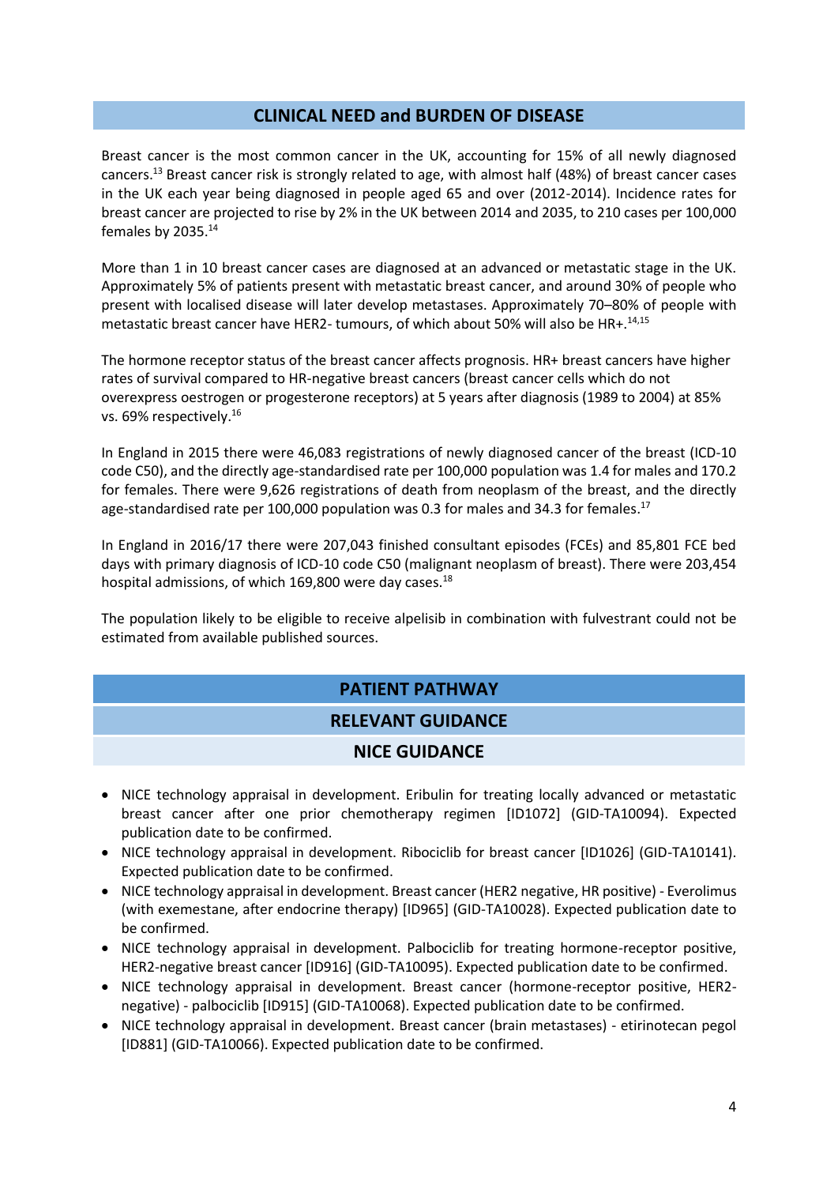## CLINICAL NEED and BURDEN OF DISEASE

Breast cancer is the most common cancer in the UK, accounting for 15% of all newly diagnosed cancers.[13] Breast cancer risk is strongly related to age, with almost half (48%) of breast cancer cases in the UK each year being diagnosed in people aged 65 and over (2012-2014). Incidence rates for breast cancer are projected to rise by 2% in the UK between 2014 and 2035, to 210 cases per 100,000 females by 2035.[14]

More than 1 in 10 breast cancer cases are diagnosed at an advanced or metastatic stage in the UK. Approximately 5% of patients present with metastatic breast cancer, and around 30% of people who present with localised disease will later develop metastases. Approximately 70–80% of people with metastatic breast cancer have HER2- tumours, of which about 50% will also be HR+.[14,15]

The hormone receptor status of the breast cancer affects prognosis. HR+ breast cancers have higher rates of survival compared to HR-negative breast cancers (breast cancer cells which do not overexpress oestrogen or progesterone receptors) at 5 years after diagnosis (1989 to 2004) at 85% vs. 69% respectively.[16]

In England in 2015 there were 46,083 registrations of newly diagnosed cancer of the breast (ICD-10 code C50), and the directly age-standardised rate per 100,000 population was 1.4 for males and 170.2 for females. There were 9,626 registrations of death from neoplasm of the breast, and the directly age-standardised rate per 100,000 population was 0.3 for males and 34.3 for females.[17]

In England in 2016/17 there were 207,043 finished consultant episodes (FCEs) and 85,801 FCE bed days with primary diagnosis of ICD-10 code C50 (malignant neoplasm of breast). There were 203,454 hospital admissions, of which 169,800 were day cases.[18]

The population likely to be eligible to receive alpelisib in combination with fulvestrant could not be estimated from available published sources.

## PATIENT PATHWAY

### RELEVANT GUIDANCE

#### NICE GUIDANCE

- NICE technology appraisal in development. Eribulin for treating locally advanced or metastatic breast cancer after one prior chemotherapy regimen [ID1072] (GID-TA10094). Expected publication date to be confirmed.
- NICE technology appraisal in development. Ribociclib for breast cancer [ID1026] (GID-TA10141). Expected publication date to be confirmed.
- NICE technology appraisal in development. Breast cancer (HER2 negative, HR positive) - Everolimus (with exemestane, after endocrine therapy) [ID965] (GID-TA10028). Expected publication date to be confirmed.
- NICE technology appraisal in development. Palbociclib for treating hormone-receptor positive, HER2-negative breast cancer [ID916] (GID-TA10095). Expected publication date to be confirmed.
- NICE technology appraisal in development. Breast cancer (hormone-receptor positive, HER2-negative) - palbociclib [ID915] (GID-TA10068). Expected publication date to be confirmed.
- NICE technology appraisal in development. Breast cancer (brain metastases) - etirinotecan pegol [ID881] (GID-TA10066). Expected publication date to be confirmed.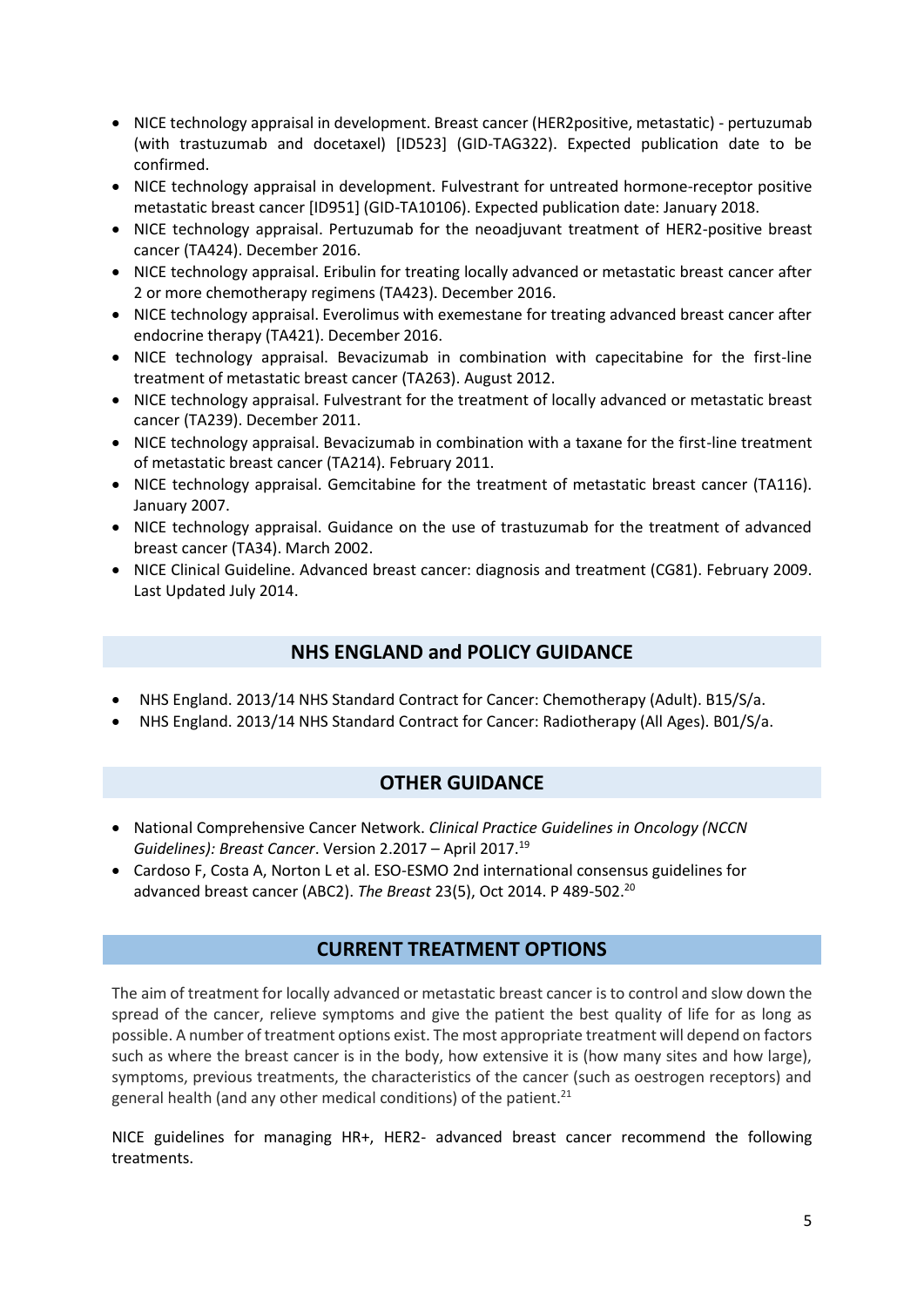- NICE technology appraisal in development. Breast cancer (HER2positive, metastatic) - pertuzumab (with trastuzumab and docetaxel) [ID523] (GID-TAG322). Expected publication date to be confirmed.
- NICE technology appraisal in development. Fulvestrant for untreated hormone-receptor positive metastatic breast cancer [ID951] (GID-TA10106). Expected publication date: January 2018.
- NICE technology appraisal. Pertuzumab for the neoadjuvant treatment of HER2-positive breast cancer (TA424). December 2016.
- NICE technology appraisal. Eribulin for treating locally advanced or metastatic breast cancer after 2 or more chemotherapy regimens (TA423). December 2016.
- NICE technology appraisal. Everolimus with exemestane for treating advanced breast cancer after endocrine therapy (TA421). December 2016.
- NICE technology appraisal. Bevacizumab in combination with capecitabine for the first-line treatment of metastatic breast cancer (TA263). August 2012.
- NICE technology appraisal. Fulvestrant for the treatment of locally advanced or metastatic breast cancer (TA239). December 2011.
- NICE technology appraisal. Bevacizumab in combination with a taxane for the first-line treatment of metastatic breast cancer (TA214). February 2011.
- NICE technology appraisal. Gemcitabine for the treatment of metastatic breast cancer (TA116). January 2007.
- NICE technology appraisal. Guidance on the use of trastuzumab for the treatment of advanced breast cancer (TA34). March 2002.
- NICE Clinical Guideline. Advanced breast cancer: diagnosis and treatment (CG81). February 2009. Last Updated July 2014.

## NHS ENGLAND and POLICY GUIDANCE

- NHS England. 2013/14 NHS Standard Contract for Cancer: Chemotherapy (Adult). B15/S/a.
- NHS England. 2013/14 NHS Standard Contract for Cancer: Radiotherapy (All Ages). B01/S/a.

## OTHER GUIDANCE

- National Comprehensive Cancer Network. *Clinical Practice Guidelines in Oncology (NCCN Guidelines): Breast Cancer*. Version 2.2017 – April 2017.[19]
- Cardoso F, Costa A, Norton L et al. ESO-ESMO 2nd international consensus guidelines for advanced breast cancer (ABC2). *The Breast* 23(5), Oct 2014. P 489-502.[20]

## CURRENT TREATMENT OPTIONS

The aim of treatment for locally advanced or metastatic breast cancer is to control and slow down the spread of the cancer, relieve symptoms and give the patient the best quality of life for as long as possible. A number of treatment options exist. The most appropriate treatment will depend on factors such as where the breast cancer is in the body, how extensive it is (how many sites and how large), symptoms, previous treatments, the characteristics of the cancer (such as oestrogen receptors) and general health (and any other medical conditions) of the patient.[21]

NICE guidelines for managing HR+, HER2- advanced breast cancer recommend the following treatments.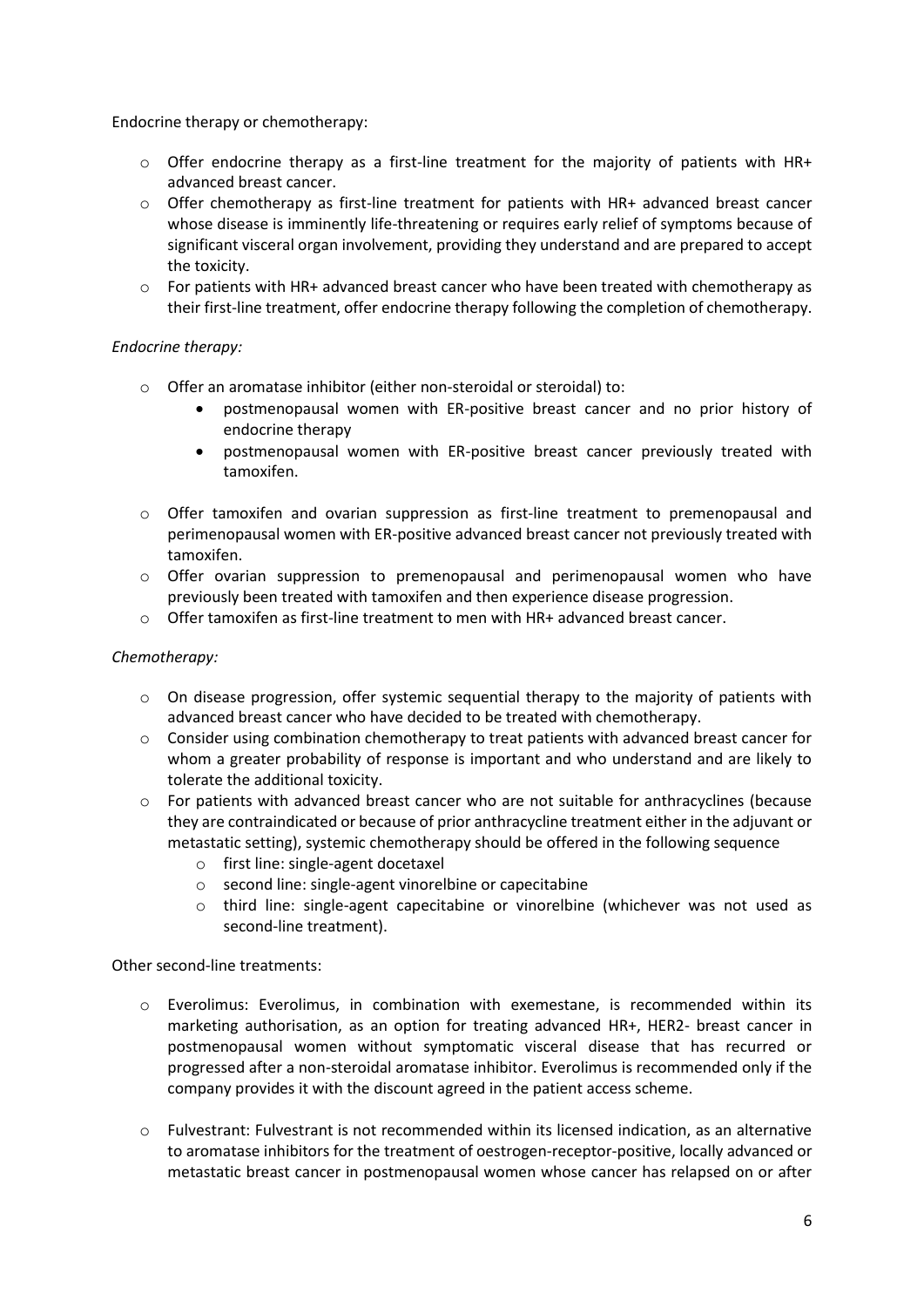Endocrine therapy or chemotherapy:

- Offer endocrine therapy as a first-line treatment for the majority of patients with HR+ advanced breast cancer.
- Offer chemotherapy as first-line treatment for patients with HR+ advanced breast cancer whose disease is imminently life-threatening or requires early relief of symptoms because of significant visceral organ involvement, providing they understand and are prepared to accept the toxicity.
- For patients with HR+ advanced breast cancer who have been treated with chemotherapy as their first-line treatment, offer endocrine therapy following the completion of chemotherapy.

*Endocrine therapy:*

- Offer an aromatase inhibitor (either non-steroidal or steroidal) to:
  - postmenopausal women with ER-positive breast cancer and no prior history of endocrine therapy
  - postmenopausal women with ER-positive breast cancer previously treated with tamoxifen.
- Offer tamoxifen and ovarian suppression as first-line treatment to premenopausal and perimenopausal women with ER-positive advanced breast cancer not previously treated with tamoxifen.
- Offer ovarian suppression to premenopausal and perimenopausal women who have previously been treated with tamoxifen and then experience disease progression.
- Offer tamoxifen as first-line treatment to men with HR+ advanced breast cancer.

*Chemotherapy:*

- On disease progression, offer systemic sequential therapy to the majority of patients with advanced breast cancer who have decided to be treated with chemotherapy.
- Consider using combination chemotherapy to treat patients with advanced breast cancer for whom a greater probability of response is important and who understand and are likely to tolerate the additional toxicity.
- For patients with advanced breast cancer who are not suitable for anthracyclines (because they are contraindicated or because of prior anthracycline treatment either in the adjuvant or metastatic setting), systemic chemotherapy should be offered in the following sequence
  - first line: single-agent docetaxel
  - second line: single-agent vinorelbine or capecitabine
  - third line: single-agent capecitabine or vinorelbine (whichever was not used as second-line treatment).

Other second-line treatments:

- Everolimus: Everolimus, in combination with exemestane, is recommended within its marketing authorisation, as an option for treating advanced HR+, HER2- breast cancer in postmenopausal women without symptomatic visceral disease that has recurred or progressed after a non-steroidal aromatase inhibitor. Everolimus is recommended only if the company provides it with the discount agreed in the patient access scheme.

- Fulvestrant: Fulvestrant is not recommended within its licensed indication, as an alternative to aromatase inhibitors for the treatment of oestrogen-receptor-positive, locally advanced or metastatic breast cancer in postmenopausal women whose cancer has relapsed on or after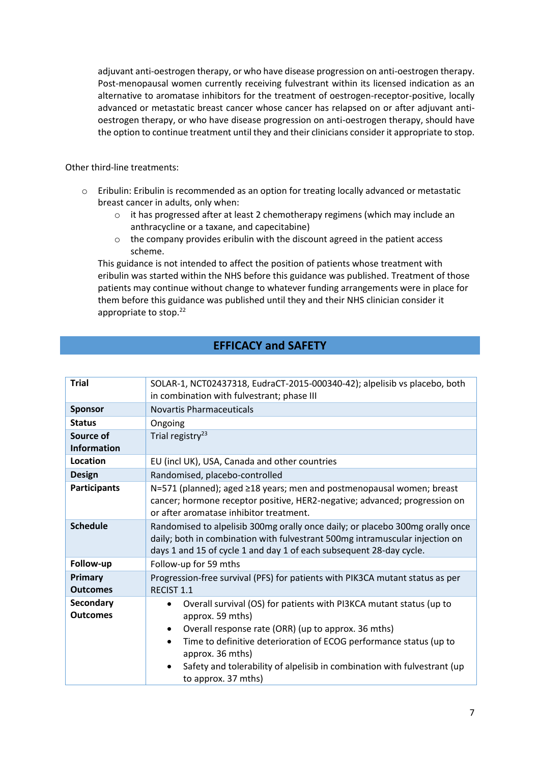adjuvant anti-oestrogen therapy, or who have disease progression on anti-oestrogen therapy. Post-menopausal women currently receiving fulvestrant within its licensed indication as an alternative to aromatase inhibitors for the treatment of oestrogen-receptor-positive, locally advanced or metastatic breast cancer whose cancer has relapsed on or after adjuvant anti-oestrogen therapy, or who have disease progression on anti-oestrogen therapy, should have the option to continue treatment until they and their clinicians consider it appropriate to stop.

Other third-line treatments:

- Eribulin: Eribulin is recommended as an option for treating locally advanced or metastatic breast cancer in adults, only when:
  - it has progressed after at least 2 chemotherapy regimens (which may include an anthracycline or a taxane, and capecitabine)
  - the company provides eribulin with the discount agreed in the patient access scheme.

  This guidance is not intended to affect the position of patients whose treatment with eribulin was started within the NHS before this guidance was published. Treatment of those patients may continue without change to whatever funding arrangements were in place for them before this guidance was published until they and their NHS clinician consider it appropriate to stop.[22]

## EFFICACY and SAFETY

| **Trial** | SOLAR-1, NCT02437318, EudraCT-2015-000340-42); alpelisib vs placebo, both in combination with fulvestrant; phase III |
|---|---|
| **Sponsor** | Novartis Pharmaceuticals |
| **Status** | Ongoing |
| **Source of Information** | Trial registry[23] |
| **Location** | EU (incl UK), USA, Canada and other countries |
| **Design** | Randomised, placebo-controlled |
| **Participants** | N=571 (planned); aged ≥18 years; men and postmenopausal women; breast cancer; hormone receptor positive, HER2-negative; advanced; progression on or after aromatase inhibitor treatment. |
| **Schedule** | Randomised to alpelisib 300mg orally once daily; or placebo 300mg orally once daily; both in combination with fulvestrant 500mg intramuscular injection on days 1 and 15 of cycle 1 and day 1 of each subsequent 28-day cycle. |
| **Follow-up** | Follow-up for 59 mths |
| **Primary Outcomes** | Progression-free survival (PFS) for patients with PIK3CA mutant status as per RECIST 1.1 |
| **Secondary Outcomes** | • Overall survival (OS) for patients with PI3KCA mutant status (up to approx. 59 mths)<br>• Overall response rate (ORR) (up to approx. 36 mths)<br>• Time to definitive deterioration of ECOG performance status (up to approx. 36 mths)<br>• Safety and tolerability of alpelisib in combination with fulvestrant (up to approx. 37 mths) |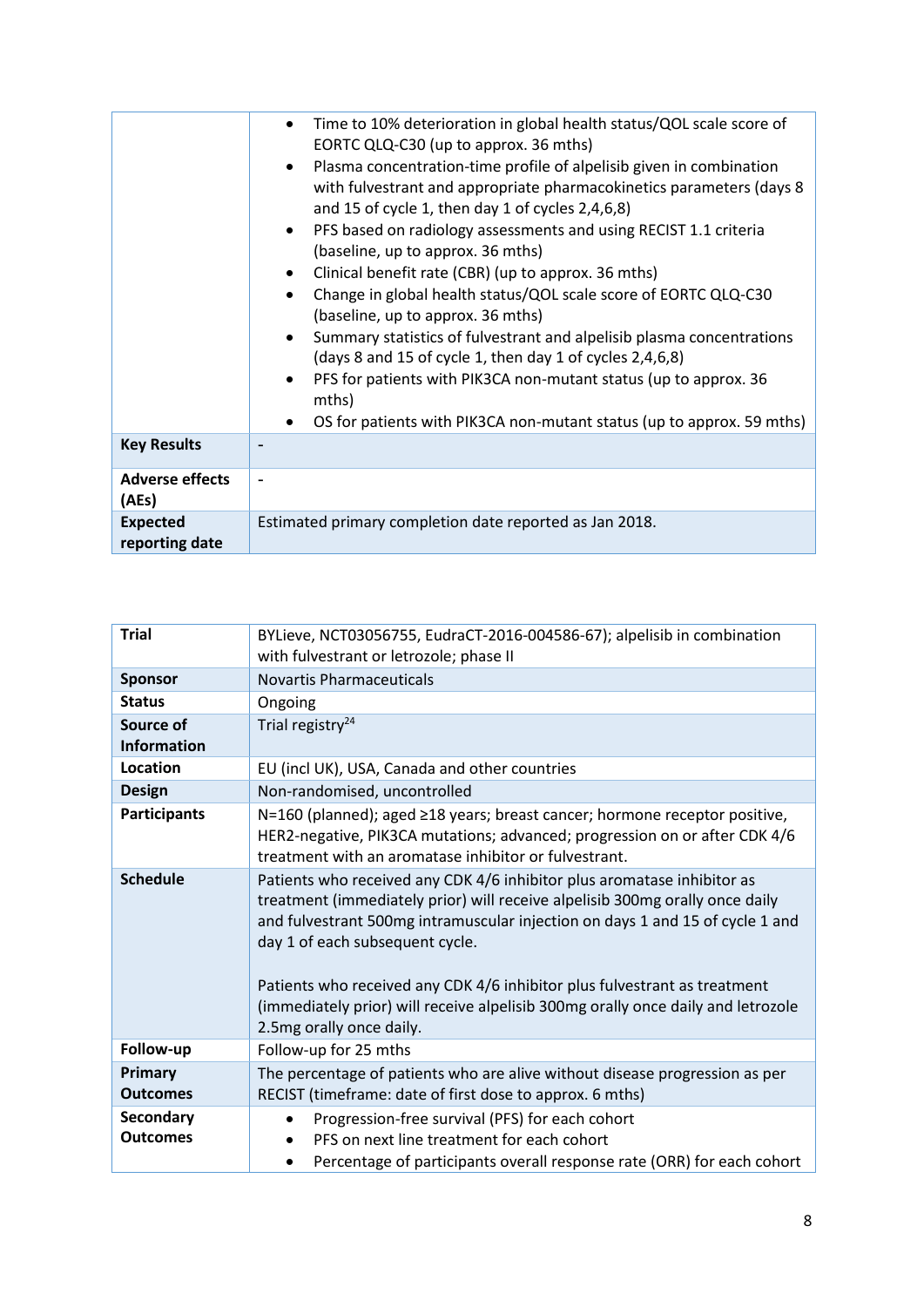| | |
|---|---|
| | • Time to 10% deterioration in global health status/QOL scale score of EORTC QLQ-C30 (up to approx. 36 mths)<br>• Plasma concentration-time profile of alpelisib given in combination with fulvestrant and appropriate pharmacokinetics parameters (days 8 and 15 of cycle 1, then day 1 of cycles 2,4,6,8)<br>• PFS based on radiology assessments and using RECIST 1.1 criteria (baseline, up to approx. 36 mths)<br>• Clinical benefit rate (CBR) (up to approx. 36 mths)<br>• Change in global health status/QOL scale score of EORTC QLQ-C30 (baseline, up to approx. 36 mths)<br>• Summary statistics of fulvestrant and alpelisib plasma concentrations (days 8 and 15 of cycle 1, then day 1 of cycles 2,4,6,8)<br>• PFS for patients with PIK3CA non-mutant status (up to approx. 36 mths)<br>• OS for patients with PIK3CA non-mutant status (up to approx. 59 mths) |
| **Key Results** | - |
| **Adverse effects (AEs)** | - |
| **Expected reporting date** | Estimated primary completion date reported as Jan 2018. |

| | |
|---|---|
| **Trial** | BYLieve, NCT03056755, EudraCT-2016-004586-67); alpelisib in combination with fulvestrant or letrozole; phase II |
| **Sponsor** | Novartis Pharmaceuticals |
| **Status** | Ongoing |
| **Source of Information** | Trial registry[24] |
| **Location** | EU (incl UK), USA, Canada and other countries |
| **Design** | Non-randomised, uncontrolled |
| **Participants** | N=160 (planned); aged ≥18 years; breast cancer; hormone receptor positive, HER2-negative, PIK3CA mutations; advanced; progression on or after CDK 4/6 treatment with an aromatase inhibitor or fulvestrant. |
| **Schedule** | Patients who received any CDK 4/6 inhibitor plus aromatase inhibitor as treatment (immediately prior) will receive alpelisib 300mg orally once daily and fulvestrant 500mg intramuscular injection on days 1 and 15 of cycle 1 and day 1 of each subsequent cycle.<br><br>Patients who received any CDK 4/6 inhibitor plus fulvestrant as treatment (immediately prior) will receive alpelisib 300mg orally once daily and letrozole 2.5mg orally once daily. |
| **Follow-up** | Follow-up for 25 mths |
| **Primary Outcomes** | The percentage of patients who are alive without disease progression as per RECIST (timeframe: date of first dose to approx. 6 mths) |
| **Secondary Outcomes** | • Progression-free survival (PFS) for each cohort<br>• PFS on next line treatment for each cohort<br>• Percentage of participants overall response rate (ORR) for each cohort |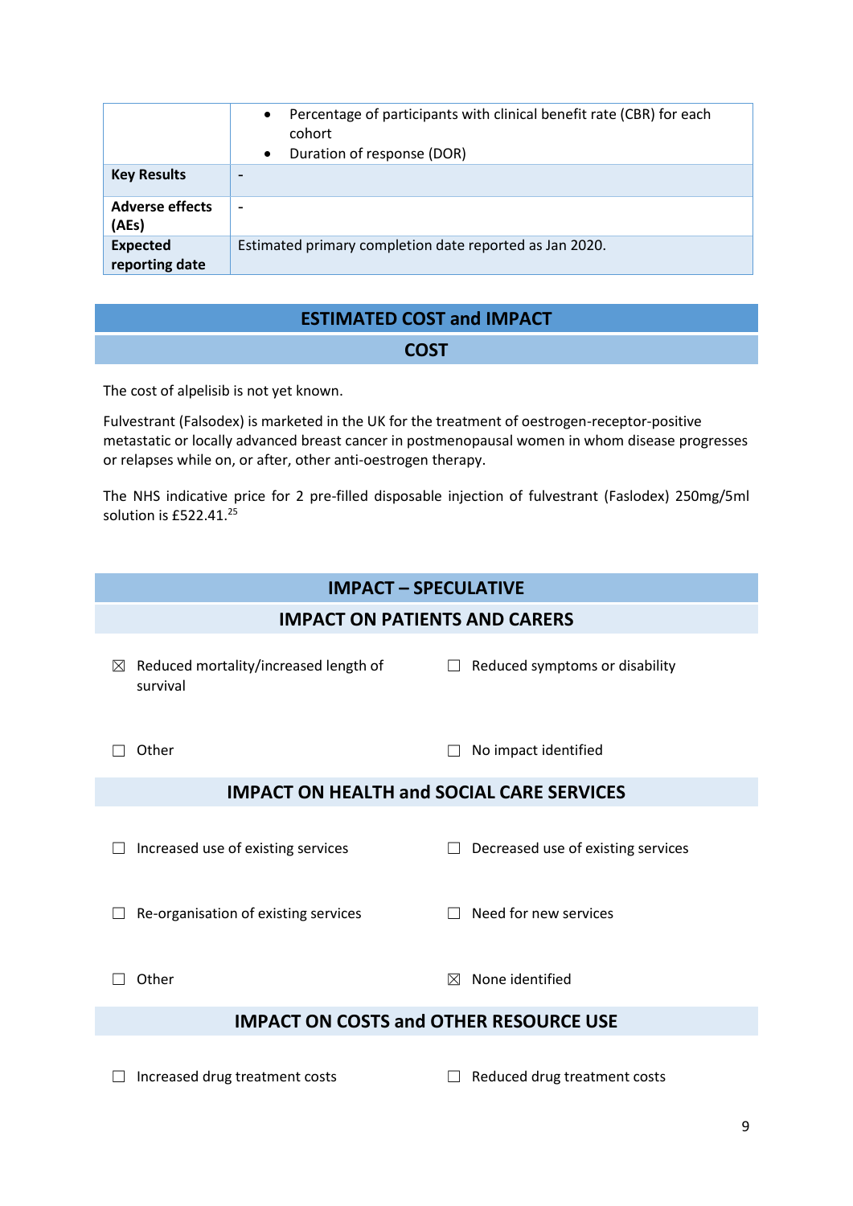| | |
|---|---|
| | • Percentage of participants with clinical benefit rate (CBR) for each cohort<br>• Duration of response (DOR) |
| **Key Results** | - |
| **Adverse effects (AEs)** | - |
| **Expected reporting date** | Estimated primary completion date reported as Jan 2020. |

## ESTIMATED COST and IMPACT

### COST

The cost of alpelisib is not yet known.

Fulvestrant (Falsodex) is marketed in the UK for the treatment of oestrogen-receptor-positive metastatic or locally advanced breast cancer in postmenopausal women in whom disease progresses or relapses while on, or after, other anti-oestrogen therapy.

The NHS indicative price for 2 pre-filled disposable injection of fulvestrant (Faslodex) 250mg/5ml solution is £522.41.[25]

## IMPACT – SPECULATIVE

### IMPACT ON PATIENTS AND CARERS

☒ Reduced mortality/increased length of survival

☐ Reduced symptoms or disability

☐ Other

☐ No impact identified

### IMPACT ON HEALTH and SOCIAL CARE SERVICES

☐ Increased use of existing services

☐ Decreased use of existing services

☐ Re-organisation of existing services

☐ Need for new services

☐ Other

☒ None identified

### IMPACT ON COSTS and OTHER RESOURCE USE

☐ Increased drug treatment costs

☐ Reduced drug treatment costs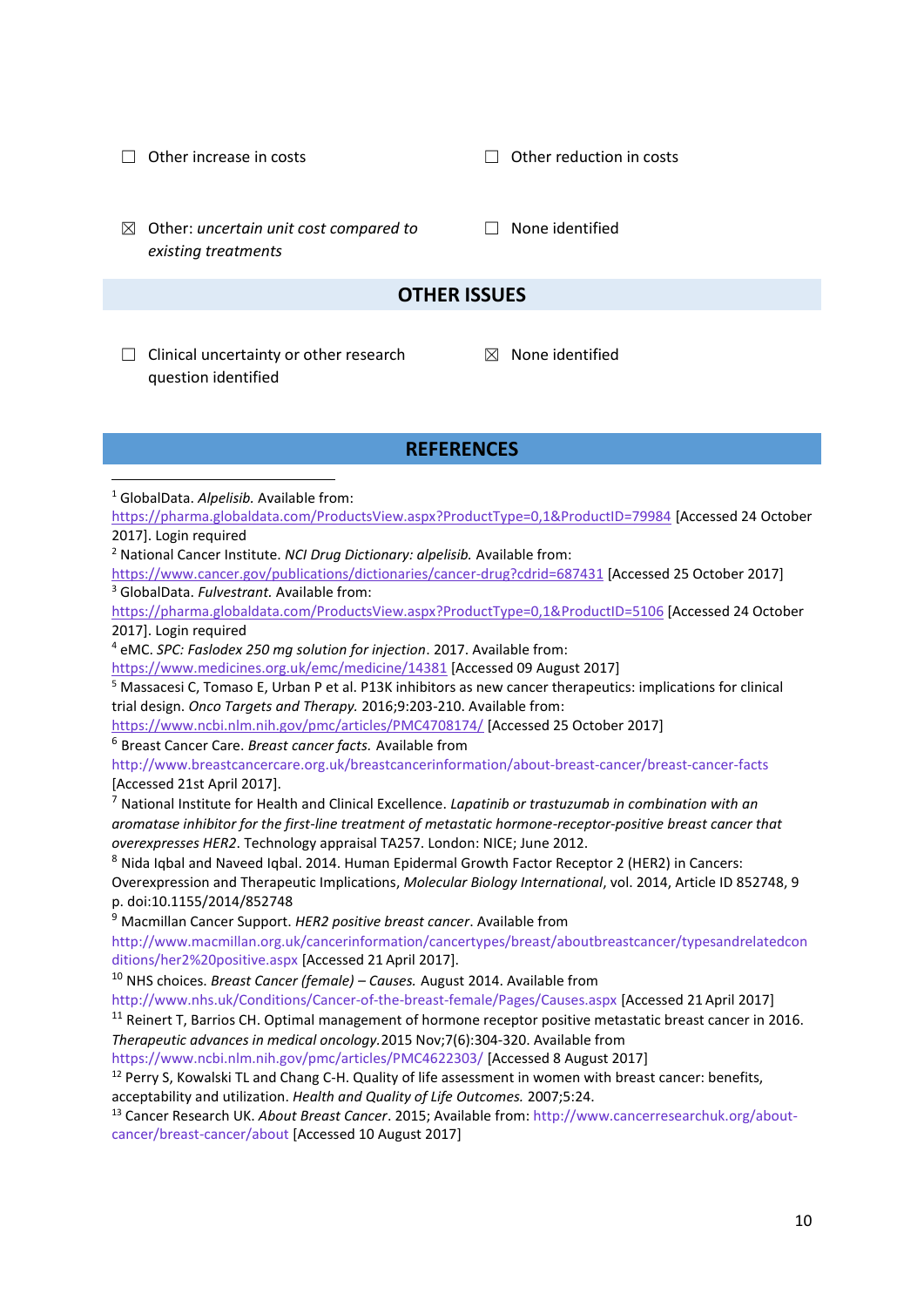☐ Other increase in costs

☐ Other reduction in costs

☒ Other: *uncertain unit cost compared to existing treatments*

☐ None identified

## OTHER ISSUES

☐ Clinical uncertainty or other research question identified

☒ None identified

## REFERENCES

[1] GlobalData. *Alpelisib.* Available from: https://pharma.globaldata.com/ProductsView.aspx?ProductType=0,1&ProductID=79984 [Accessed 24 October 2017]. Login required

[2] National Cancer Institute. *NCI Drug Dictionary: alpelisib.* Available from: https://www.cancer.gov/publications/dictionaries/cancer-drug?cdrid=687431 [Accessed 25 October 2017]

[3] GlobalData. *Fulvestrant.* Available from: https://pharma.globaldata.com/ProductsView.aspx?ProductType=0,1&ProductID=5106 [Accessed 24 October 2017]. Login required

[4] eMC. *SPC: Faslodex 250 mg solution for injection*. 2017. Available from: https://www.medicines.org.uk/emc/medicine/14381 [Accessed 09 August 2017]

[5] Massacesi C, Tomaso E, Urban P et al. P13K inhibitors as new cancer therapeutics: implications for clinical trial design. *Onco Targets and Therapy.* 2016;9:203-210. Available from: https://www.ncbi.nlm.nih.gov/pmc/articles/PMC4708174/ [Accessed 25 October 2017]

[6] Breast Cancer Care. *Breast cancer facts.* Available from http://www.breastcancercare.org.uk/breastcancerinformation/about-breast-cancer/breast-cancer-facts [Accessed 21st April 2017].

[7] National Institute for Health and Clinical Excellence. *Lapatinib or trastuzumab in combination with an aromatase inhibitor for the first-line treatment of metastatic hormone-receptor-positive breast cancer that overexpresses HER2*. Technology appraisal TA257. London: NICE; June 2012.

[8] Nida Iqbal and Naveed Iqbal. 2014. Human Epidermal Growth Factor Receptor 2 (HER2) in Cancers: Overexpression and Therapeutic Implications, *Molecular Biology International*, vol. 2014, Article ID 852748, 9 p. doi:10.1155/2014/852748

[9] Macmillan Cancer Support. *HER2 positive breast cancer*. Available from http://www.macmillan.org.uk/cancerinformation/cancertypes/breast/aboutbreastcancer/typesandrelatedconditions/her2%20positive.aspx [Accessed 21 April 2017].

[10] NHS choices. *Breast Cancer (female) – Causes.* August 2014. Available from http://www.nhs.uk/Conditions/Cancer-of-the-breast-female/Pages/Causes.aspx [Accessed 21 April 2017]

[11] Reinert T, Barrios CH. Optimal management of hormone receptor positive metastatic breast cancer in 2016. *Therapeutic advances in medical oncology.* 2015 Nov;7(6):304-320. Available from https://www.ncbi.nlm.nih.gov/pmc/articles/PMC4622303/ [Accessed 8 August 2017]

[12] Perry S, Kowalski TL and Chang C-H. Quality of life assessment in women with breast cancer: benefits, acceptability and utilization. *Health and Quality of Life Outcomes.* 2007;5:24.

[13] Cancer Research UK. *About Breast Cancer*. 2015; Available from: http://www.cancerresearchuk.org/about-cancer/breast-cancer/about [Accessed 10 August 2017]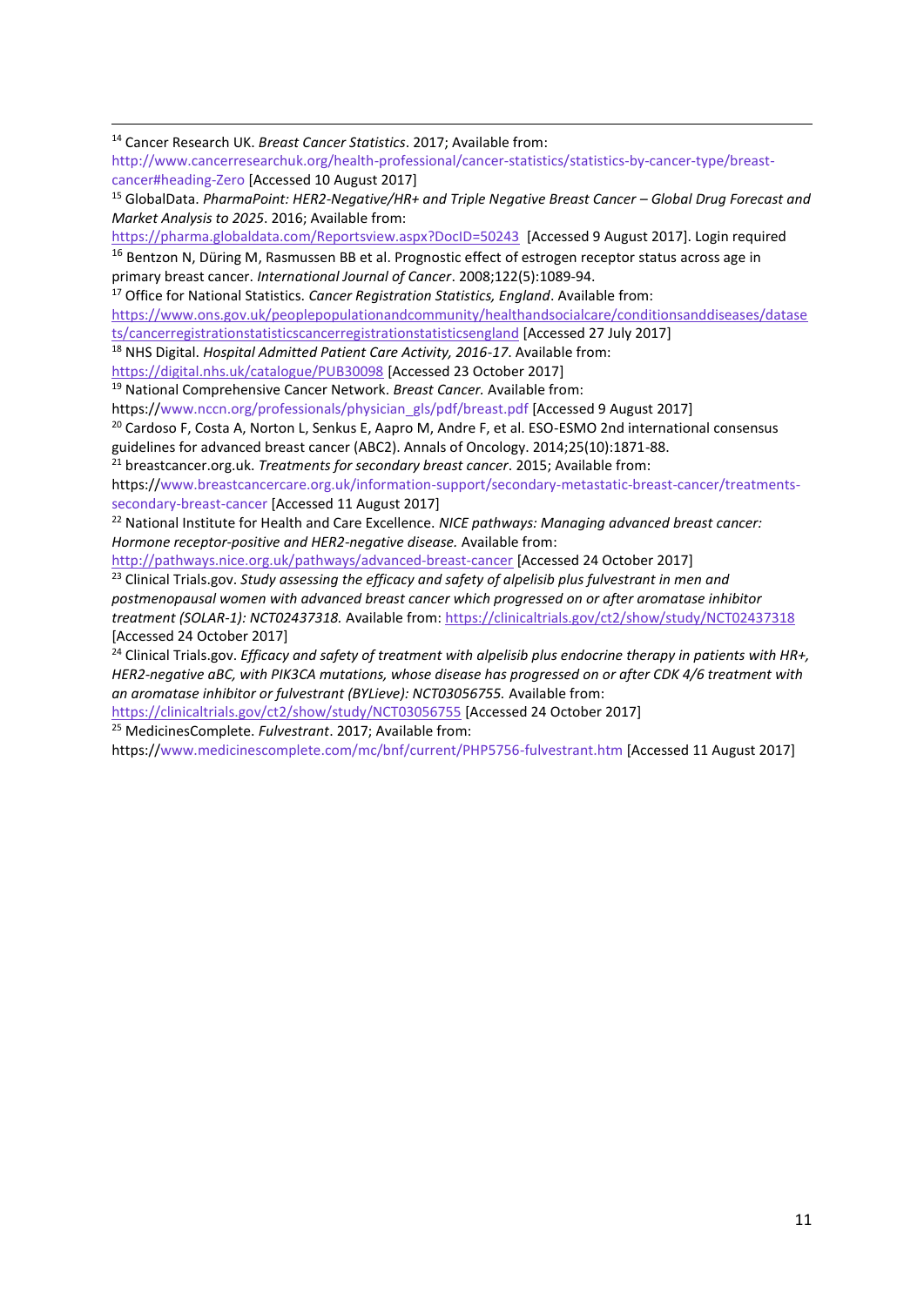[14] Cancer Research UK. *Breast Cancer Statistics*. 2017; Available from: http://www.cancerresearchuk.org/health-professional/cancer-statistics/statistics-by-cancer-type/breast-cancer#heading-Zero [Accessed 10 August 2017]

[15] GlobalData. *PharmaPoint: HER2-Negative/HR+ and Triple Negative Breast Cancer – Global Drug Forecast and Market Analysis to 2025*. 2016; Available from: https://pharma.globaldata.com/Reportsview.aspx?DocID=50243 [Accessed 9 August 2017]. Login required

[16] Bentzon N, Düring M, Rasmussen BB et al. Prognostic effect of estrogen receptor status across age in primary breast cancer. *International Journal of Cancer*. 2008;122(5):1089-94.

[17] Office for National Statistics. *Cancer Registration Statistics, England*. Available from: https://www.ons.gov.uk/peoplepopulationandcommunity/healthandsocialcare/conditionsanddiseases/datasets/cancerregistrationstatisticscancerregistrationstatisticsengland [Accessed 27 July 2017]

[18] NHS Digital. *Hospital Admitted Patient Care Activity, 2016-17*. Available from: https://digital.nhs.uk/catalogue/PUB30098 [Accessed 23 October 2017]

[19] National Comprehensive Cancer Network. *Breast Cancer.* Available from: https://www.nccn.org/professionals/physician_gls/pdf/breast.pdf [Accessed 9 August 2017]

[20] Cardoso F, Costa A, Norton L, Senkus E, Aapro M, Andre F, et al. ESO-ESMO 2nd international consensus guidelines for advanced breast cancer (ABC2). Annals of Oncology. 2014;25(10):1871-88.

[21] breastcancer.org.uk. *Treatments for secondary breast cancer*. 2015; Available from: https://www.breastcancercare.org.uk/information-support/secondary-metastatic-breast-cancer/treatments-secondary-breast-cancer [Accessed 11 August 2017]

[22] National Institute for Health and Care Excellence. *NICE pathways: Managing advanced breast cancer: Hormone receptor-positive and HER2-negative disease.* Available from: http://pathways.nice.org.uk/pathways/advanced-breast-cancer [Accessed 24 October 2017]

[23] Clinical Trials.gov. *Study assessing the efficacy and safety of alpelisib plus fulvestrant in men and postmenopausal women with advanced breast cancer which progressed on or after aromatase inhibitor treatment (SOLAR-1): NCT02437318.* Available from: https://clinicaltrials.gov/ct2/show/study/NCT02437318 [Accessed 24 October 2017]

[24] Clinical Trials.gov. *Efficacy and safety of treatment with alpelisib plus endocrine therapy in patients with HR+, HER2-negative aBC, with PIK3CA mutations, whose disease has progressed on or after CDK 4/6 treatment with an aromatase inhibitor or fulvestrant (BYLieve): NCT03056755.* Available from: https://clinicaltrials.gov/ct2/show/study/NCT03056755 [Accessed 24 October 2017]

[25] MedicinesComplete. *Fulvestrant*. 2017; Available from: https://www.medicinescomplete.com/mc/bnf/current/PHP5756-fulvestrant.htm [Accessed 11 August 2017]